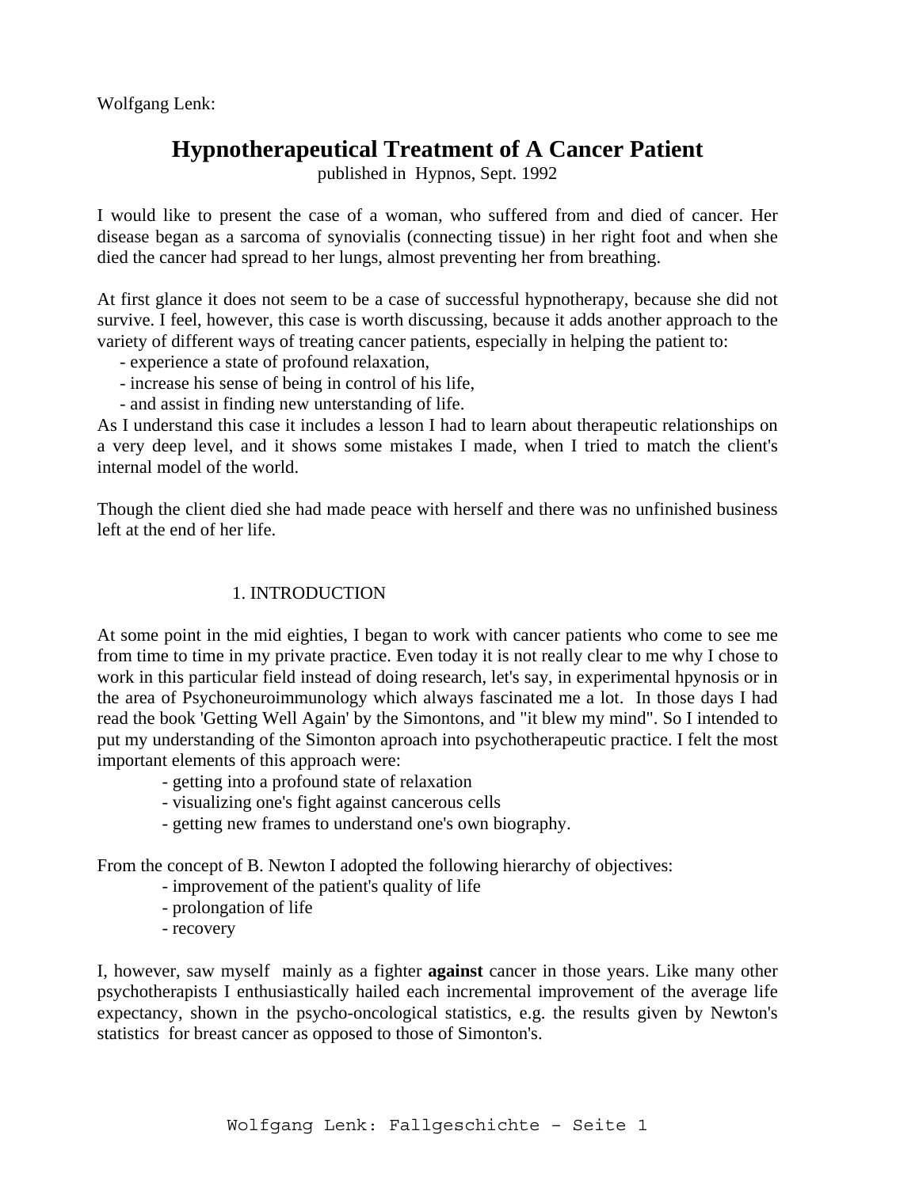Wolfgang Lenk:

# Hypnotherapeutical Treatment of A Cancer Patient

published in Hypnos, Sept. 1992

I would like to present the case of a woman, who suffered from and died of cancer. Her disease began as a sarcoma of synovialis (connecting tissue) in her right foot and when she died the cancer had spread to her lungs, almost preventing her from breathing.

At first glance it does not seem to be a case of successful hypnotherapy, because she did not survive. I feel, however, this case is worth discussing, because it adds another approach to the variety of different ways of treating cancer patients, especially in helping the patient to:

- experience a state of profound relaxation,
- increase his sense of being in control of his life,
- and assist in finding new unterstanding of life.

As I understand this case it includes a lesson I had to learn about therapeutic relationships on a very deep level, and it shows some mistakes I made, when I tried to match the client's internal model of the world.

Though the client died she had made peace with herself and there was no unfinished business left at the end of her life.

## 1. INTRODUCTION

At some point in the mid eighties, I began to work with cancer patients who come to see me from time to time in my private practice. Even today it is not really clear to me why I chose to work in this particular field instead of doing research, let's say, in experimental hpynosis or in the area of Psychoneuroimmunology which always fascinated me a lot. In those days I had read the book 'Getting Well Again' by the Simontons, and "it blew my mind". So I intended to put my understanding of the Simonton aproach into psychotherapeutic practice. I felt the most important elements of this approach were:

- getting into a profound state of relaxation
- visualizing one's fight against cancerous cells
- getting new frames to understand one's own biography.

From the concept of B. Newton I adopted the following hierarchy of objectives:

- improvement of the patient's quality of life
- prolongation of life
- recovery

I, however, saw myself mainly as a fighter **against** cancer in those years. Like many other psychotherapists I enthusiastically hailed each incremental improvement of the average life expectancy, shown in the psycho-oncological statistics, e.g. the results given by Newton's statistics for breast cancer as opposed to those of Simonton's.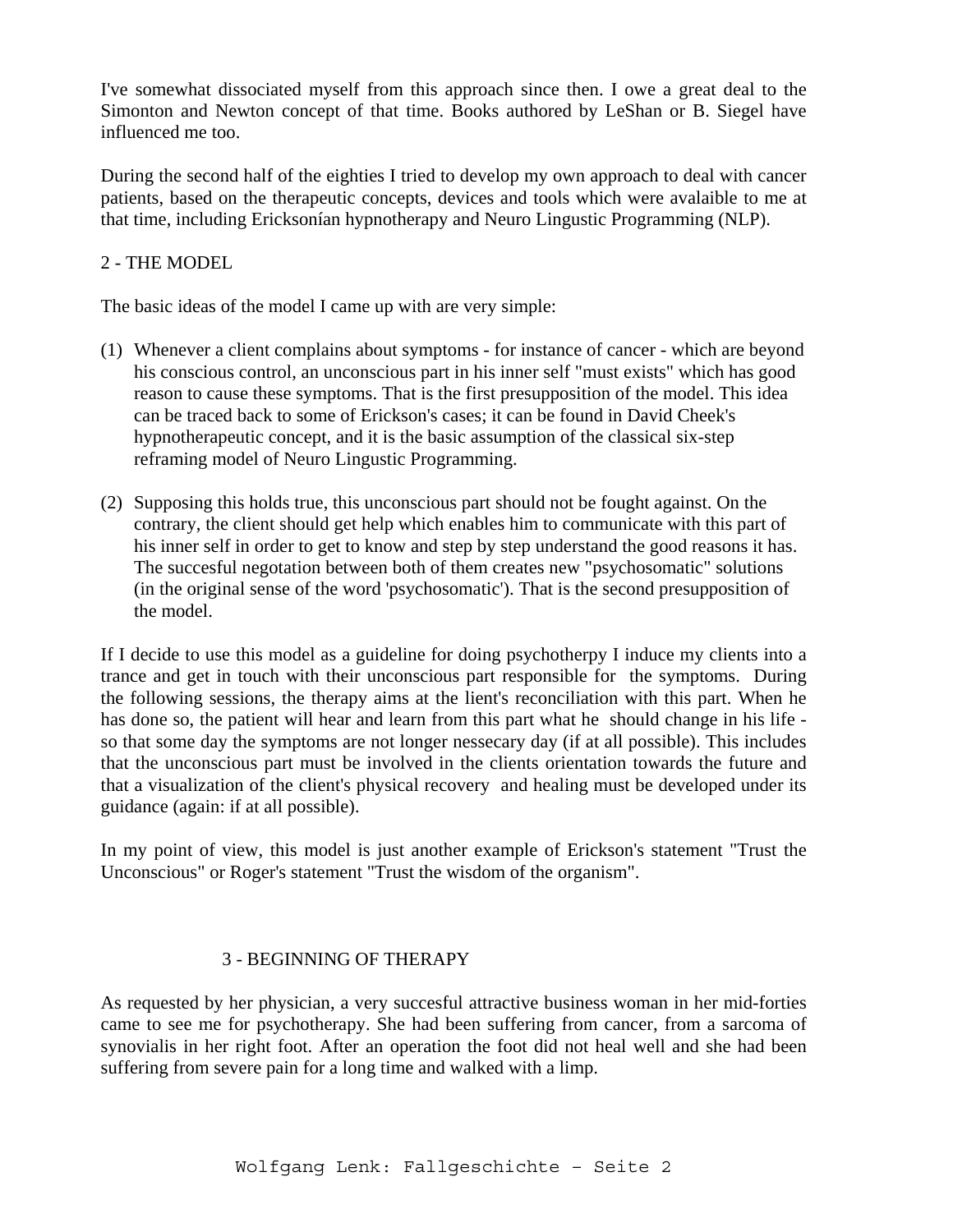I've somewhat dissociated myself from this approach since then. I owe a great deal to the Simonton and Newton concept of that time. Books authored by LeShan or B. Siegel have influenced me too.

During the second half of the eighties I tried to develop my own approach to deal with cancer patients, based on the therapeutic concepts, devices and tools which were avalaible to me at that time, including Ericksonían hypnotherapy and Neuro Lingustic Programming (NLP).

## 2 - THE MODEL

The basic ideas of the model I came up with are very simple:

(1) Whenever a client complains about symptoms - for instance of cancer - which are beyond his conscious control, an unconscious part in his inner self "must exists" which has good reason to cause these symptoms. That is the first presupposition of the model. This idea can be traced back to some of Erickson's cases; it can be found in David Cheek's hypnotherapeutic concept, and it is the basic assumption of the classical six-step reframing model of Neuro Lingustic Programming.

(2) Supposing this holds true, this unconscious part should not be fought against. On the contrary, the client should get help which enables him to communicate with this part of his inner self in order to get to know and step by step understand the good reasons it has. The succesful negotation between both of them creates new "psychosomatic" solutions (in the original sense of the word 'psychosomatic'). That is the second presupposition of the model.

If I decide to use this model as a guideline for doing psychotherpy I induce my clients into a trance and get in touch with their unconscious part responsible for the symptoms. During the following sessions, the therapy aims at the lient's reconciliation with this part. When he has done so, the patient will hear and learn from this part what he should change in his life - so that some day the symptoms are not longer nessecary day (if at all possible). This includes that the unconscious part must be involved in the clients orientation towards the future and that a visualization of the client's physical recovery and healing must be developed under its guidance (again: if at all possible).

In my point of view, this model is just another example of Erickson's statement "Trust the Unconscious" or Roger's statement "Trust the wisdom of the organism".

## 3 - BEGINNING OF THERAPY

As requested by her physician, a very succesful attractive business woman in her mid-forties came to see me for psychotherapy. She had been suffering from cancer, from a sarcoma of synovialis in her right foot. After an operation the foot did not heal well and she had been suffering from severe pain for a long time and walked with a limp.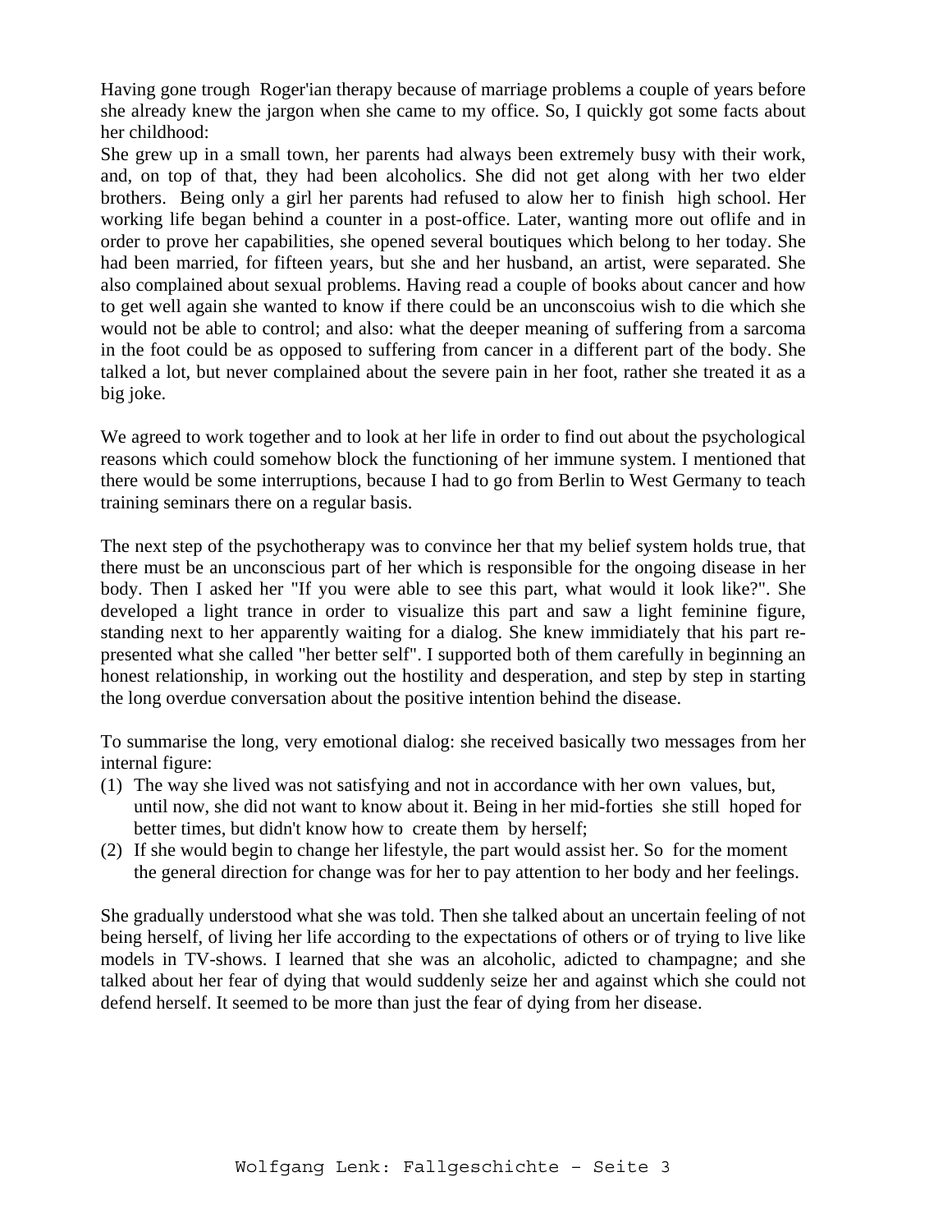Having gone trough  Roger'ian therapy because of marriage problems a couple of years before she already knew the jargon when she came to my office. So, I quickly got some facts about her childhood:
She grew up in a small town, her parents had always been extremely busy with their work, and, on top of that, they had been alcoholics. She did not get along with her two elder brothers.  Being only a girl her parents had refused to alow her to finish  high school. Her working life began behind a counter in a post-office. Later, wanting more out oflife and in order to prove her capabilities, she opened several boutiques which belong to her today. She had been married, for fifteen years, but she and her husband, an artist, were separated. She also complained about sexual problems. Having read a couple of books about cancer and how to get well again she wanted to know if there could be an unconscoius wish to die which she would not be able to control; and also: what the deeper meaning of suffering from a sarcoma in the foot could be as opposed to suffering from cancer in a different part of the body. She talked a lot, but never complained about the severe pain in her foot, rather she treated it as a big joke.

We agreed to work together and to look at her life in order to find out about the psychological reasons which could somehow block the functioning of her immune system. I mentioned that there would be some interruptions, because I had to go from Berlin to West Germany to teach training seminars there on a regular basis.

The next step of the psychotherapy was to convince her that my belief system holds true, that there must be an unconscious part of her which is responsible for the ongoing disease in her body. Then I asked her "If you were able to see this part, what would it look like?". She developed a light trance in order to visualize this part and saw a light feminine figure, standing next to her apparently waiting for a dialog. She knew immidiately that his part represented what she called "her better self". I supported both of them carefully in beginning an honest relationship, in working out the hostility and desperation, and step by step in starting the long overdue conversation about the positive intention behind the disease.

To summarise the long, very emotional dialog: she received basically two messages from her internal figure:

(1) The way she lived was not satisfying and not in accordance with her own  values, but, until now, she did not want to know about it. Being in her mid-forties  she still  hoped for better times, but didn't know how to  create them  by herself;
(2) If she would begin to change her lifestyle, the part would assist her. So  for the moment the general direction for change was for her to pay attention to her body and her feelings.

She gradually understood what she was told. Then she talked about an uncertain feeling of not being herself, of living her life according to the expectations of others or of trying to live like models in TV-shows. I learned that she was an alcoholic, adicted to champagne; and she talked about her fear of dying that would suddenly seize her and against which she could not defend herself. It seemed to be more than just the fear of dying from her disease.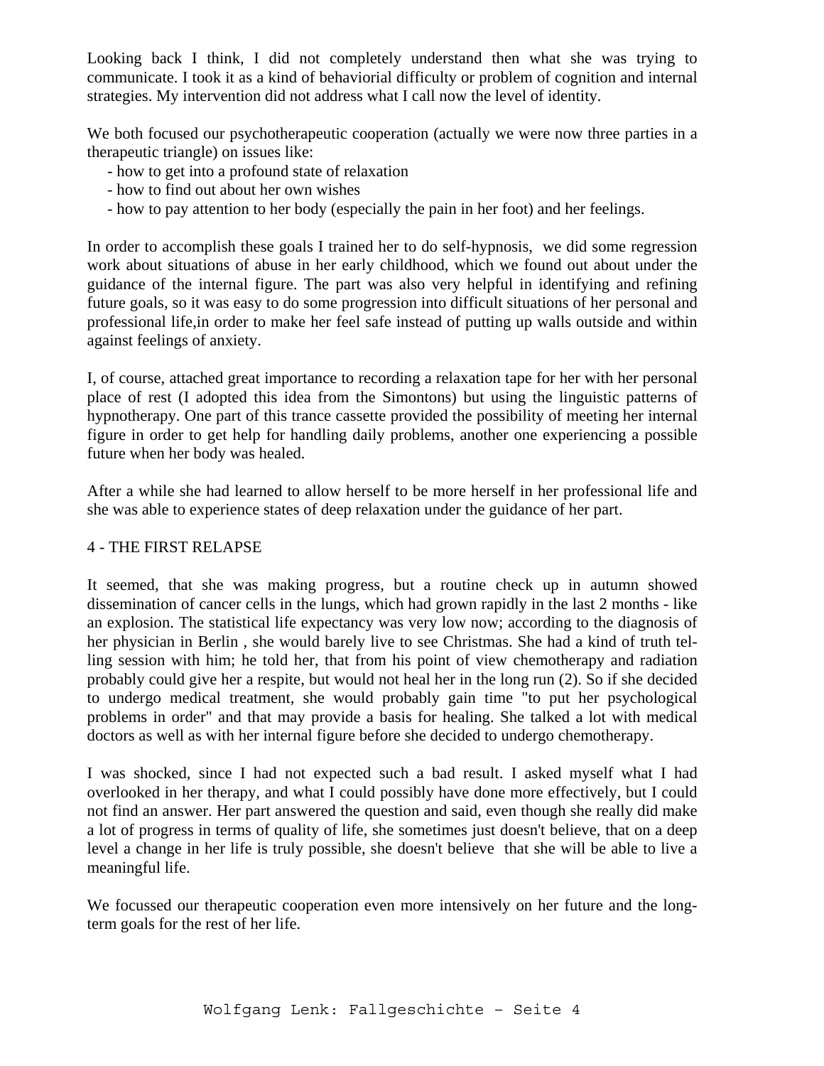Looking back I think, I did not completely understand then what she was trying to communicate. I took it as a kind of behaviorial difficulty or problem of cognition and internal strategies. My intervention did not address what I call now the level of identity.

We both focused our psychotherapeutic cooperation (actually we were now three parties in a therapeutic triangle) on issues like:

- how to get into a profound state of relaxation
- how to find out about her own wishes
- how to pay attention to her body (especially the pain in her foot) and her feelings.

In order to accomplish these goals I trained her to do self-hypnosis, we did some regression work about situations of abuse in her early childhood, which we found out about under the guidance of the internal figure. The part was also very helpful in identifying and refining future goals, so it was easy to do some progression into difficult situations of her personal and professional life,in order to make her feel safe instead of putting up walls outside and within against feelings of anxiety.

I, of course, attached great importance to recording a relaxation tape for her with her personal place of rest (I adopted this idea from the Simontons) but using the linguistic patterns of hypnotherapy. One part of this trance cassette provided the possibility of meeting her internal figure in order to get help for handling daily problems, another one experiencing a possible future when her body was healed.

After a while she had learned to allow herself to be more herself in her professional life and she was able to experience states of deep relaxation under the guidance of her part.

## 4 - THE FIRST RELAPSE

It seemed, that she was making progress, but a routine check up in autumn showed dissemination of cancer cells in the lungs, which had grown rapidly in the last 2 months - like an explosion. The statistical life expectancy was very low now; according to the diagnosis of her physician in Berlin , she would barely live to see Christmas. She had a kind of truth telling session with him; he told her, that from his point of view chemotherapy and radiation probably could give her a respite, but would not heal her in the long run (2). So if she decided to undergo medical treatment, she would probably gain time "to put her psychological problems in order" and that may provide a basis for healing. She talked a lot with medical doctors as well as with her internal figure before she decided to undergo chemotherapy.

I was shocked, since I had not expected such a bad result. I asked myself what I had overlooked in her therapy, and what I could possibly have done more effectively, but I could not find an answer. Her part answered the question and said, even though she really did make a lot of progress in terms of quality of life, she sometimes just doesn't believe, that on a deep level a change in her life is truly possible, she doesn't believe that she will be able to live a meaningful life.

We focussed our therapeutic cooperation even more intensively on her future and the long-term goals for the rest of her life.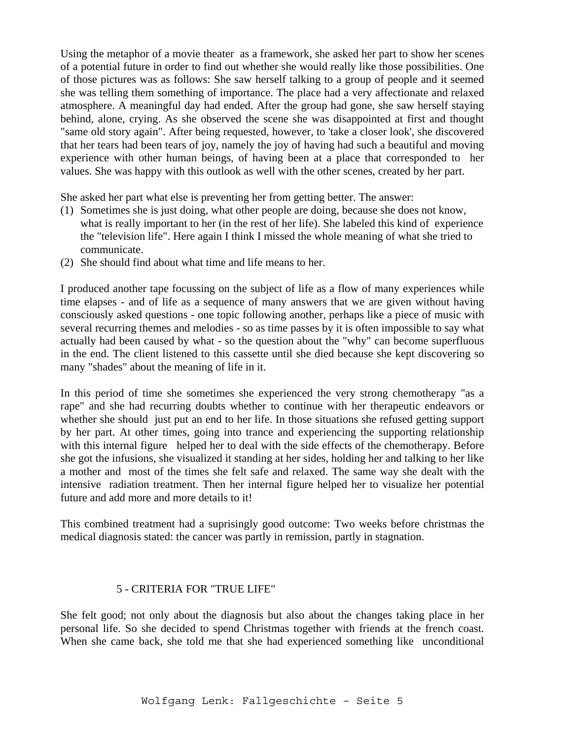Using the metaphor of a movie theater as a framework, she asked her part to show her scenes of a potential future in order to find out whether she would really like those possibilities. One of those pictures was as follows: She saw herself talking to a group of people and it seemed she was telling them something of importance. The place had a very affectionate and relaxed atmosphere. A meaningful day had ended. After the group had gone, she saw herself staying behind, alone, crying. As she observed the scene she was disappointed at first and thought "same old story again". After being requested, however, to 'take a closer look', she discovered that her tears had been tears of joy, namely the joy of having had such a beautiful and moving experience with other human beings, of having been at a place that corresponded to her values. She was happy with this outlook as well with the other scenes, created by her part.

She asked her part what else is preventing her from getting better. The answer:

(1) Sometimes she is just doing, what other people are doing, because she does not know, what is really important to her (in the rest of her life). She labeled this kind of experience the "television life". Here again I think I missed the whole meaning of what she tried to communicate.
(2) She should find about what time and life means to her.

I produced another tape focussing on the subject of life as a flow of many experiences while time elapses - and of life as a sequence of many answers that we are given without having consciously asked questions - one topic following another, perhaps like a piece of music with several recurring themes and melodies - so as time passes by it is often impossible to say what actually had been caused by what - so the question about the "why" can become superfluous in the end. The client listened to this cassette until she died because she kept discovering so many "shades" about the meaning of life in it.

In this period of time she sometimes she experienced the very strong chemotherapy "as a rape" and she had recurring doubts whether to continue with her therapeutic endeavors or whether she should just put an end to her life. In those situations she refused getting support by her part. At other times, going into trance and experiencing the supporting relationship with this internal figure helped her to deal with the side effects of the chemotherapy. Before she got the infusions, she visualized it standing at her sides, holding her and talking to her like a mother and most of the times she felt safe and relaxed. The same way she dealt with the intensive radiation treatment. Then her internal figure helped her to visualize her potential future and add more and more details to it!

This combined treatment had a suprisingly good outcome: Two weeks before christmas the medical diagnosis stated: the cancer was partly in remission, partly in stagnation.

## 5 - CRITERIA FOR "TRUE LIFE"

She felt good; not only about the diagnosis but also about the changes taking place in her personal life. So she decided to spend Christmas together with friends at the french coast. When she came back, she told me that she had experienced something like unconditional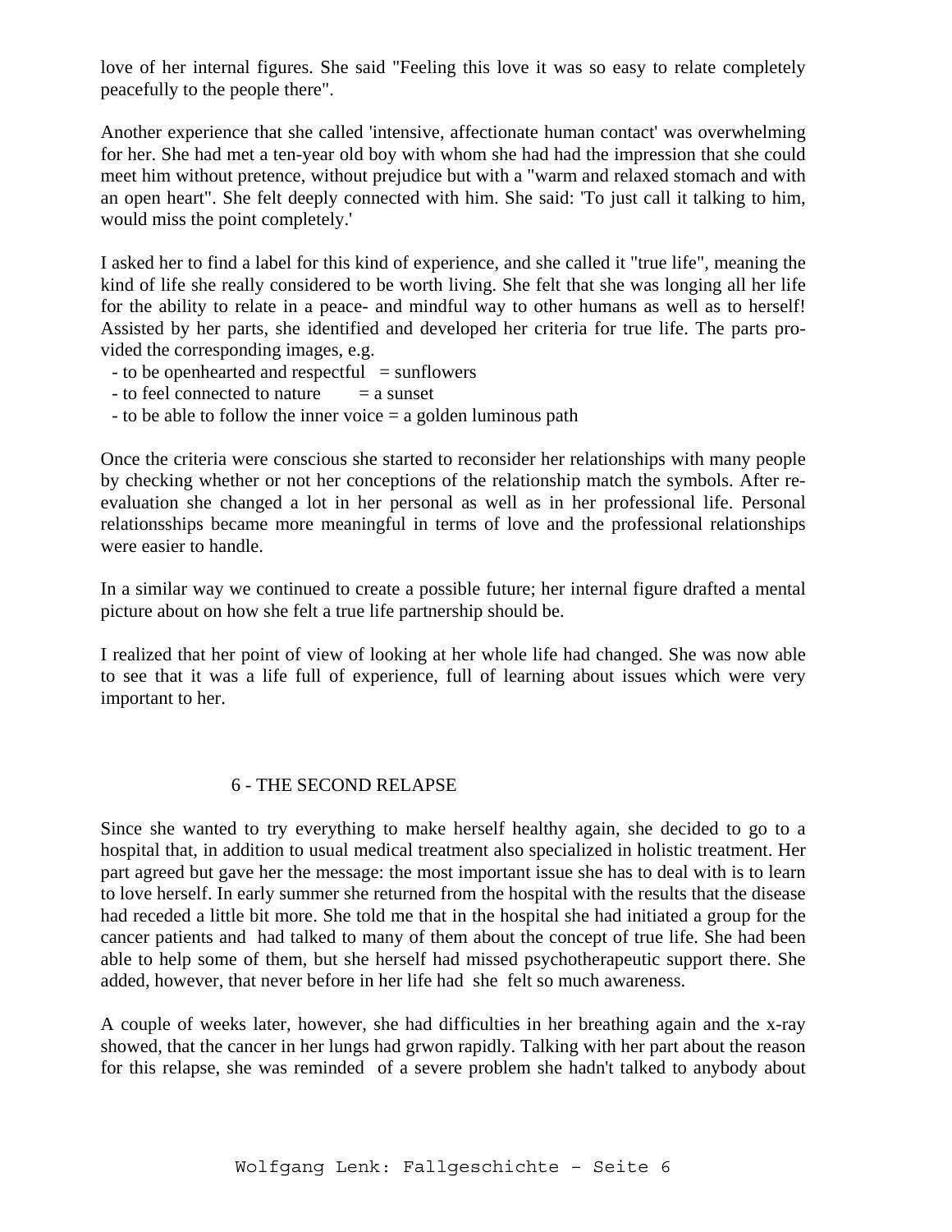love of her internal figures. She said "Feeling this love it was so easy to relate completely peacefully to the people there".

Another experience that she called 'intensive, affectionate human contact' was overwhelming for her. She had met a ten-year old boy with whom she had had the impression that she could meet him without pretence, without prejudice but with a "warm and relaxed stomach and with an open heart". She felt deeply connected with him. She said: 'To just call it talking to him, would miss the point completely.'

I asked her to find a label for this kind of experience, and she called it "true life", meaning the kind of life she really considered to be worth living. She felt that she was longing all her life for the ability to relate in a peace- and mindful way to other humans as well as to herself! Assisted by her parts, she identified and developed her criteria for true life. The parts provided the corresponding images, e.g.

- to be openhearted and respectful = sunflowers
- to feel connected to nature = a sunset
- to be able to follow the inner voice = a golden luminous path

Once the criteria were conscious she started to reconsider her relationships with many people by checking whether or not her conceptions of the relationship match the symbols. After re-evaluation she changed a lot in her personal as well as in her professional life. Personal relationsships became more meaningful in terms of love and the professional relationships were easier to handle.

In a similar way we continued to create a possible future; her internal figure drafted a mental picture about on how she felt a true life partnership should be.

I realized that her point of view of looking at her whole life had changed. She was now able to see that it was a life full of experience, full of learning about issues which were very important to her.

## 6 - THE SECOND RELAPSE

Since she wanted to try everything to make herself healthy again, she decided to go to a hospital that, in addition to usual medical treatment also specialized in holistic treatment. Her part agreed but gave her the message: the most important issue she has to deal with is to learn to love herself. In early summer she returned from the hospital with the results that the disease had receded a little bit more. She told me that in the hospital she had initiated a group for the cancer patients and had talked to many of them about the concept of true life. She had been able to help some of them, but she herself had missed psychotherapeutic support there. She added, however, that never before in her life had she felt so much awareness.

A couple of weeks later, however, she had difficulties in her breathing again and the x-ray showed, that the cancer in her lungs had grwon rapidly. Talking with her part about the reason for this relapse, she was reminded of a severe problem she hadn't talked to anybody about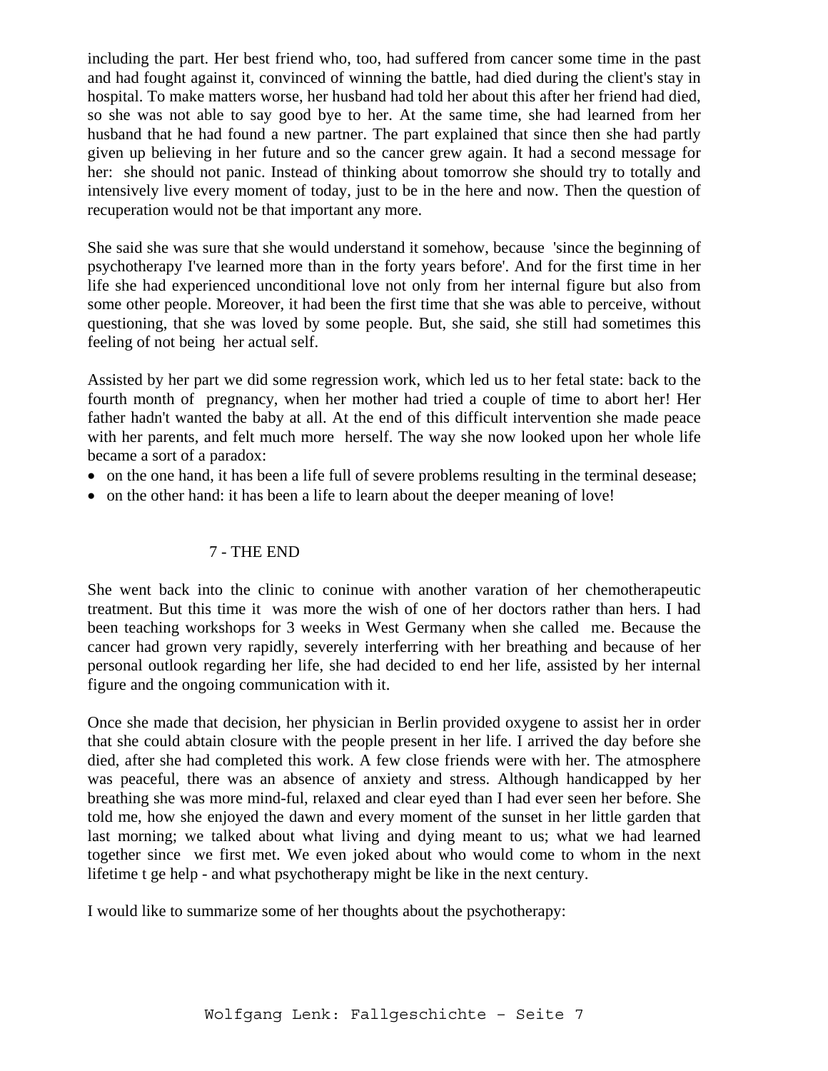including the part. Her best friend who, too, had suffered from cancer some time in the past and had fought against it, convinced of winning the battle, had died during the client's stay in hospital. To make matters worse, her husband had told her about this after her friend had died, so she was not able to say good bye to her. At the same time, she had learned from her husband that he had found a new partner. The part explained that since then she had partly given up believing in her future and so the cancer grew again. It had a second message for her: she should not panic. Instead of thinking about tomorrow she should try to totally and intensively live every moment of today, just to be in the here and now. Then the question of recuperation would not be that important any more.

She said she was sure that she would understand it somehow, because 'since the beginning of psychotherapy I've learned more than in the forty years before'. And for the first time in her life she had experienced unconditional love not only from her internal figure but also from some other people. Moreover, it had been the first time that she was able to perceive, without questioning, that she was loved by some people. But, she said, she still had sometimes this feeling of not being her actual self.

Assisted by her part we did some regression work, which led us to her fetal state: back to the fourth month of pregnancy, when her mother had tried a couple of time to abort her! Her father hadn't wanted the baby at all. At the end of this difficult intervention she made peace with her parents, and felt much more herself. The way she now looked upon her whole life became a sort of a paradox:

- on the one hand, it has been a life full of severe problems resulting in the terminal desease;
- on the other hand: it has been a life to learn about the deeper meaning of love!

## 7 - THE END

She went back into the clinic to coninue with another varation of her chemotherapeutic treatment. But this time it was more the wish of one of her doctors rather than hers. I had been teaching workshops for 3 weeks in West Germany when she called me. Because the cancer had grown very rapidly, severely interferring with her breathing and because of her personal outlook regarding her life, she had decided to end her life, assisted by her internal figure and the ongoing communication with it.

Once she made that decision, her physician in Berlin provided oxygene to assist her in order that she could abtain closure with the people present in her life. I arrived the day before she died, after she had completed this work. A few close friends were with her. The atmosphere was peaceful, there was an absence of anxiety and stress. Although handicapped by her breathing she was more mind-ful, relaxed and clear eyed than I had ever seen her before. She told me, how she enjoyed the dawn and every moment of the sunset in her little garden that last morning; we talked about what living and dying meant to us; what we had learned together since we first met. We even joked about who would come to whom in the next lifetime t ge help - and what psychotherapy might be like in the next century.

I would like to summarize some of her thoughts about the psychotherapy: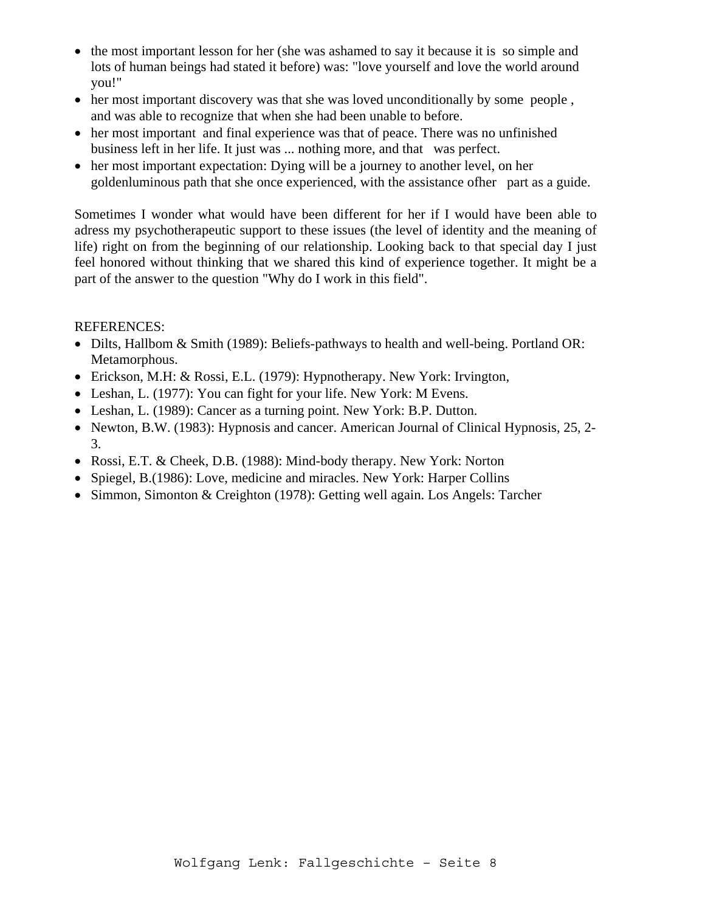- the most important lesson for her (she was ashamed to say it because it is so simple and lots of human beings had stated it before) was: "love yourself and love the world around you!"
- her most important discovery was that she was loved unconditionally by some people , and was able to recognize that when she had been unable to before.
- her most important and final experience was that of peace. There was no unfinished business left in her life. It just was ... nothing more, and that was perfect.
- her most important expectation: Dying will be a journey to another level, on her goldenluminous path that she once experienced, with the assistance ofher part as a guide.

Sometimes I wonder what would have been different for her if I would have been able to adress my psychotherapeutic support to these issues (the level of identity and the meaning of life) right on from the beginning of our relationship. Looking back to that special day I just feel honored without thinking that we shared this kind of experience together. It might be a part of the answer to the question "Why do I work in this field".

REFERENCES:

- Dilts, Hallbom & Smith (1989): Beliefs-pathways to health and well-being. Portland OR: Metamorphous.
- Erickson, M.H: & Rossi, E.L. (1979): Hypnotherapy. New York: Irvington,
- Leshan, L. (1977): You can fight for your life. New York: M Evens.
- Leshan, L. (1989): Cancer as a turning point. New York: B.P. Dutton.
- Newton, B.W. (1983): Hypnosis and cancer. American Journal of Clinical Hypnosis, 25, 2-3.
- Rossi, E.T. & Cheek, D.B. (1988): Mind-body therapy. New York: Norton
- Spiegel, B.(1986): Love, medicine and miracles. New York: Harper Collins
- Simmon, Simonton & Creighton (1978): Getting well again. Los Angels: Tarcher